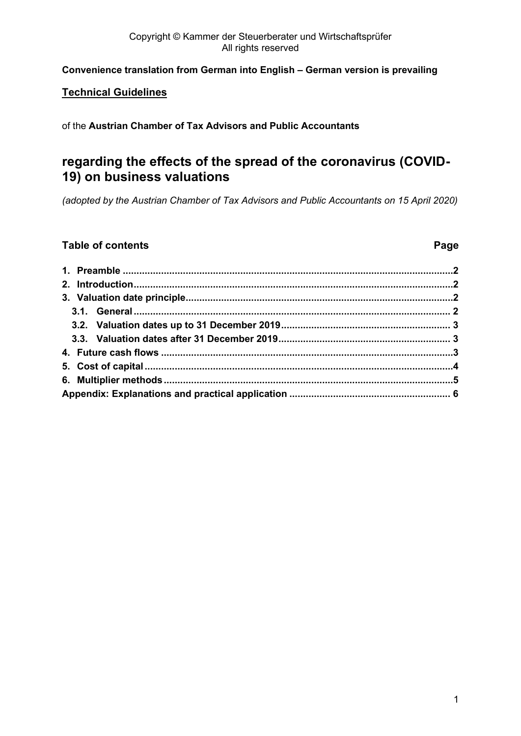Copyright © Kammer der Steuerberater und Wirtschaftsprüfer
All rights reserved

**Convenience translation from German into English – German version is prevailing**

**Technical Guidelines**

of the **Austrian Chamber of Tax Advisors and Public Accountants**

# regarding the effects of the spread of the coronavirus (COVID-19) on business valuations

*(adopted by the Austrian Chamber of Tax Advisors and Public Accountants on 15 April 2020)*

## Table of contents

| Table of contents | Page |
|---|---|
| **1. Preamble** | **2** |
| **2. Introduction** | **2** |
| **3. Valuation date principle** | **2** |
| **3.1. General** | **2** |
| **3.2. Valuation dates up to 31 December 2019** | **3** |
| **3.3. Valuation dates after 31 December 2019** | **3** |
| **4. Future cash flows** | **3** |
| **5. Cost of capital** | **4** |
| **6. Multiplier methods** | **5** |
| **Appendix: Explanations and practical application** | **6** |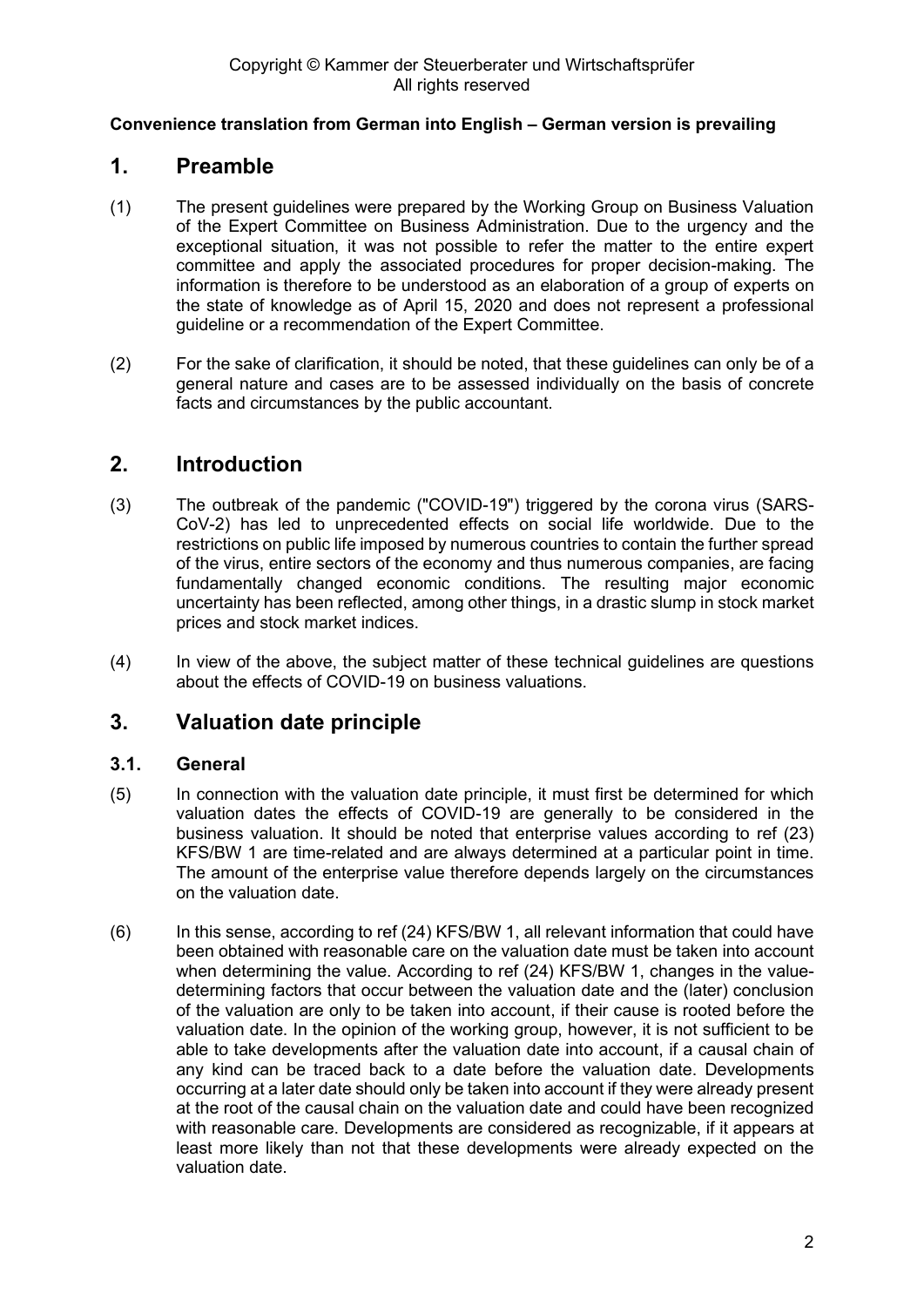Copyright © Kammer der Steuerberater und Wirtschaftsprüfer
All rights reserved

**Convenience translation from German into English – German version is prevailing**

# 1. Preamble

(1) The present guidelines were prepared by the Working Group on Business Valuation of the Expert Committee on Business Administration. Due to the urgency and the exceptional situation, it was not possible to refer the matter to the entire expert committee and apply the associated procedures for proper decision-making. The information is therefore to be understood as an elaboration of a group of experts on the state of knowledge as of April 15, 2020 and does not represent a professional guideline or a recommendation of the Expert Committee.

(2) For the sake of clarification, it should be noted, that these guidelines can only be of a general nature and cases are to be assessed individually on the basis of concrete facts and circumstances by the public accountant.

# 2. Introduction

(3) The outbreak of the pandemic ("COVID-19") triggered by the corona virus (SARS-CoV-2) has led to unprecedented effects on social life worldwide. Due to the restrictions on public life imposed by numerous countries to contain the further spread of the virus, entire sectors of the economy and thus numerous companies, are facing fundamentally changed economic conditions. The resulting major economic uncertainty has been reflected, among other things, in a drastic slump in stock market prices and stock market indices.

(4) In view of the above, the subject matter of these technical guidelines are questions about the effects of COVID-19 on business valuations.

# 3. Valuation date principle

## 3.1. General

(5) In connection with the valuation date principle, it must first be determined for which valuation dates the effects of COVID-19 are generally to be considered in the business valuation. It should be noted that enterprise values according to ref (23) KFS/BW 1 are time-related and are always determined at a particular point in time. The amount of the enterprise value therefore depends largely on the circumstances on the valuation date.

(6) In this sense, according to ref (24) KFS/BW 1, all relevant information that could have been obtained with reasonable care on the valuation date must be taken into account when determining the value. According to ref (24) KFS/BW 1, changes in the value-determining factors that occur between the valuation date and the (later) conclusion of the valuation are only to be taken into account, if their cause is rooted before the valuation date. In the opinion of the working group, however, it is not sufficient to be able to take developments after the valuation date into account, if a causal chain of any kind can be traced back to a date before the valuation date. Developments occurring at a later date should only be taken into account if they were already present at the root of the causal chain on the valuation date and could have been recognized with reasonable care. Developments are considered as recognizable, if it appears at least more likely than not that these developments were already expected on the valuation date.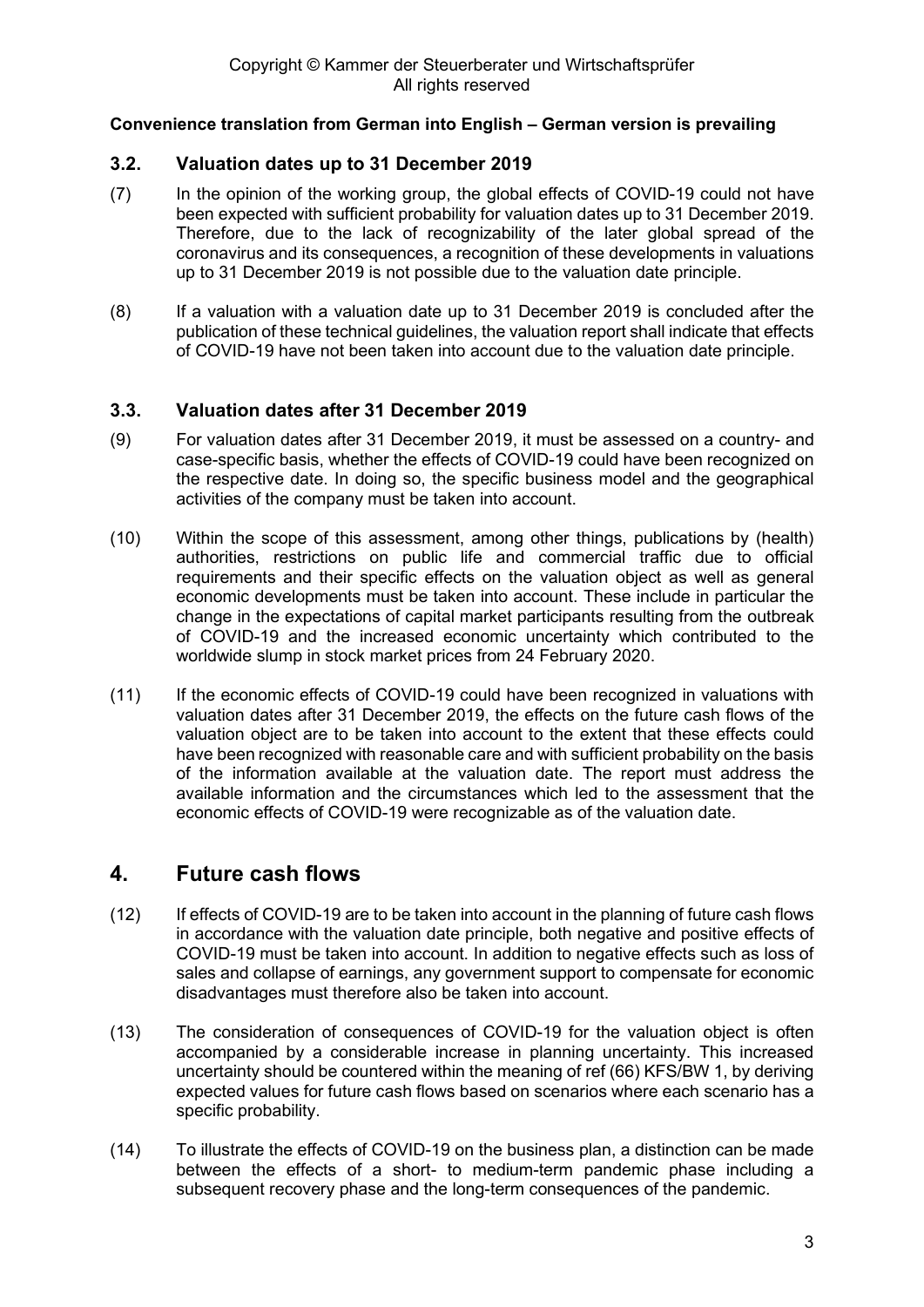**Convenience translation from German into English – German version is prevailing**

### 3.2. Valuation dates up to 31 December 2019

(7) In the opinion of the working group, the global effects of COVID-19 could not have been expected with sufficient probability for valuation dates up to 31 December 2019. Therefore, due to the lack of recognizability of the later global spread of the coronavirus and its consequences, a recognition of these developments in valuations up to 31 December 2019 is not possible due to the valuation date principle.

(8) If a valuation with a valuation date up to 31 December 2019 is concluded after the publication of these technical guidelines, the valuation report shall indicate that effects of COVID-19 have not been taken into account due to the valuation date principle.

### 3.3. Valuation dates after 31 December 2019

(9) For valuation dates after 31 December 2019, it must be assessed on a country- and case-specific basis, whether the effects of COVID-19 could have been recognized on the respective date. In doing so, the specific business model and the geographical activities of the company must be taken into account.

(10) Within the scope of this assessment, among other things, publications by (health) authorities, restrictions on public life and commercial traffic due to official requirements and their specific effects on the valuation object as well as general economic developments must be taken into account. These include in particular the change in the expectations of capital market participants resulting from the outbreak of COVID-19 and the increased economic uncertainty which contributed to the worldwide slump in stock market prices from 24 February 2020.

(11) If the economic effects of COVID-19 could have been recognized in valuations with valuation dates after 31 December 2019, the effects on the future cash flows of the valuation object are to be taken into account to the extent that these effects could have been recognized with reasonable care and with sufficient probability on the basis of the information available at the valuation date. The report must address the available information and the circumstances which led to the assessment that the economic effects of COVID-19 were recognizable as of the valuation date.

## 4. Future cash flows

(12) If effects of COVID-19 are to be taken into account in the planning of future cash flows in accordance with the valuation date principle, both negative and positive effects of COVID-19 must be taken into account. In addition to negative effects such as loss of sales and collapse of earnings, any government support to compensate for economic disadvantages must therefore also be taken into account.

(13) The consideration of consequences of COVID-19 for the valuation object is often accompanied by a considerable increase in planning uncertainty. This increased uncertainty should be countered within the meaning of ref (66) KFS/BW 1, by deriving expected values for future cash flows based on scenarios where each scenario has a specific probability.

(14) To illustrate the effects of COVID-19 on the business plan, a distinction can be made between the effects of a short- to medium-term pandemic phase including a subsequent recovery phase and the long-term consequences of the pandemic.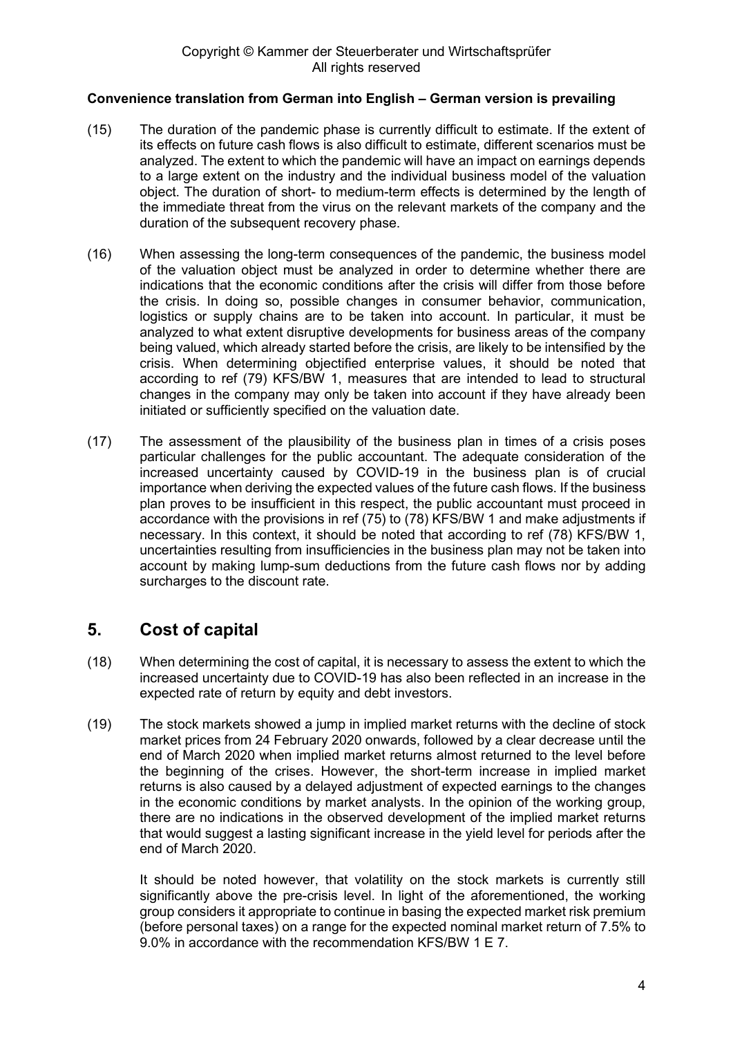**Convenience translation from German into English – German version is prevailing**

(15) The duration of the pandemic phase is currently difficult to estimate. If the extent of its effects on future cash flows is also difficult to estimate, different scenarios must be analyzed. The extent to which the pandemic will have an impact on earnings depends to a large extent on the industry and the individual business model of the valuation object. The duration of short- to medium-term effects is determined by the length of the immediate threat from the virus on the relevant markets of the company and the duration of the subsequent recovery phase.

(16) When assessing the long-term consequences of the pandemic, the business model of the valuation object must be analyzed in order to determine whether there are indications that the economic conditions after the crisis will differ from those before the crisis. In doing so, possible changes in consumer behavior, communication, logistics or supply chains are to be taken into account. In particular, it must be analyzed to what extent disruptive developments for business areas of the company being valued, which already started before the crisis, are likely to be intensified by the crisis. When determining objectified enterprise values, it should be noted that according to ref (79) KFS/BW 1, measures that are intended to lead to structural changes in the company may only be taken into account if they have already been initiated or sufficiently specified on the valuation date.

(17) The assessment of the plausibility of the business plan in times of a crisis poses particular challenges for the public accountant. The adequate consideration of the increased uncertainty caused by COVID-19 in the business plan is of crucial importance when deriving the expected values of the future cash flows. If the business plan proves to be insufficient in this respect, the public accountant must proceed in accordance with the provisions in ref (75) to (78) KFS/BW 1 and make adjustments if necessary. In this context, it should be noted that according to ref (78) KFS/BW 1, uncertainties resulting from insufficiencies in the business plan may not be taken into account by making lump-sum deductions from the future cash flows nor by adding surcharges to the discount rate.

## 5. Cost of capital

(18) When determining the cost of capital, it is necessary to assess the extent to which the increased uncertainty due to COVID-19 has also been reflected in an increase in the expected rate of return by equity and debt investors.

(19) The stock markets showed a jump in implied market returns with the decline of stock market prices from 24 February 2020 onwards, followed by a clear decrease until the end of March 2020 when implied market returns almost returned to the level before the beginning of the crises. However, the short-term increase in implied market returns is also caused by a delayed adjustment of expected earnings to the changes in the economic conditions by market analysts. In the opinion of the working group, there are no indications in the observed development of the implied market returns that would suggest a lasting significant increase in the yield level for periods after the end of March 2020.

It should be noted however, that volatility on the stock markets is currently still significantly above the pre-crisis level. In light of the aforementioned, the working group considers it appropriate to continue in basing the expected market risk premium (before personal taxes) on a range for the expected nominal market return of 7.5% to 9.0% in accordance with the recommendation KFS/BW 1 E 7.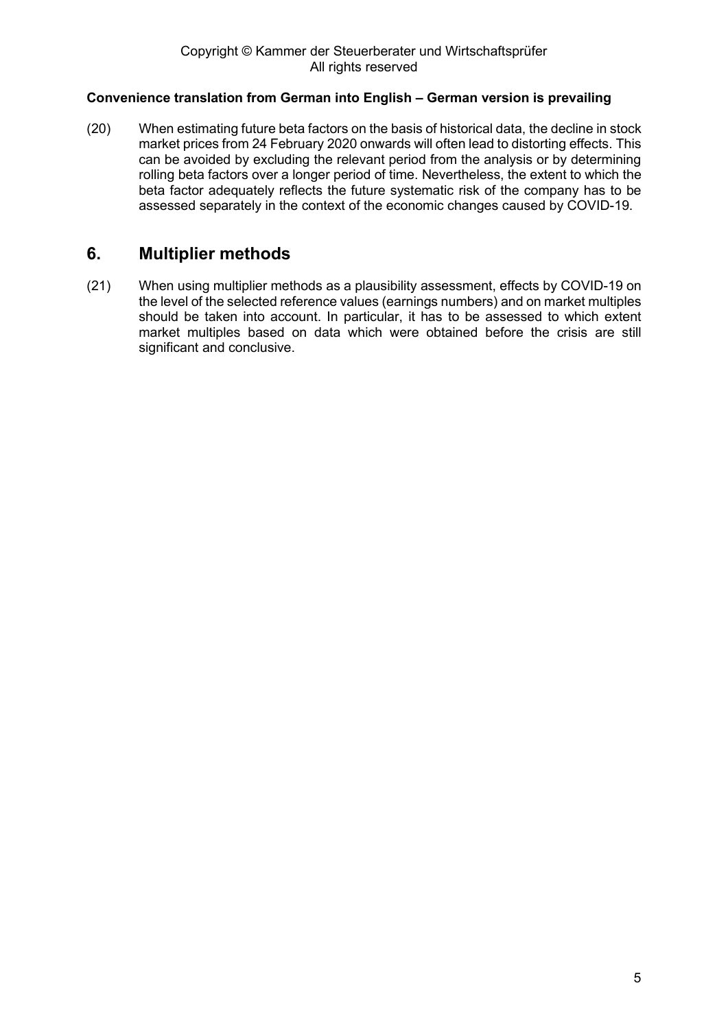**Convenience translation from German into English – German version is prevailing**

(20) When estimating future beta factors on the basis of historical data, the decline in stock market prices from 24 February 2020 onwards will often lead to distorting effects. This can be avoided by excluding the relevant period from the analysis or by determining rolling beta factors over a longer period of time. Nevertheless, the extent to which the beta factor adequately reflects the future systematic risk of the company has to be assessed separately in the context of the economic changes caused by COVID-19.

## 6. Multiplier methods

(21) When using multiplier methods as a plausibility assessment, effects by COVID-19 on the level of the selected reference values (earnings numbers) and on market multiples should be taken into account. In particular, it has to be assessed to which extent market multiples based on data which were obtained before the crisis are still significant and conclusive.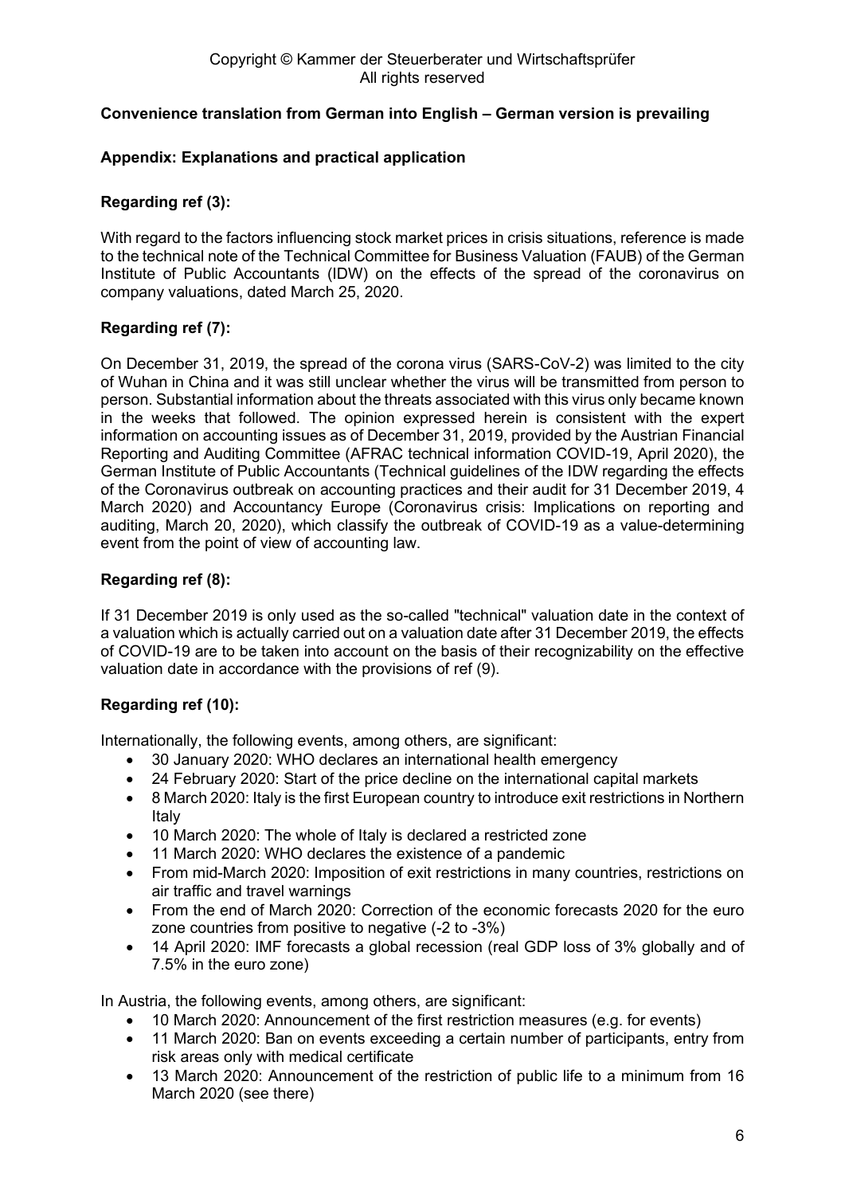Copyright © Kammer der Steuerberater und Wirtschaftsprüfer
All rights reserved

**Convenience translation from German into English – German version is prevailing**

**Appendix: Explanations and practical application**

**Regarding ref (3):**

With regard to the factors influencing stock market prices in crisis situations, reference is made to the technical note of the Technical Committee for Business Valuation (FAUB) of the German Institute of Public Accountants (IDW) on the effects of the spread of the coronavirus on company valuations, dated March 25, 2020.

**Regarding ref (7):**

On December 31, 2019, the spread of the corona virus (SARS-CoV-2) was limited to the city of Wuhan in China and it was still unclear whether the virus will be transmitted from person to person. Substantial information about the threats associated with this virus only became known in the weeks that followed. The opinion expressed herein is consistent with the expert information on accounting issues as of December 31, 2019, provided by the Austrian Financial Reporting and Auditing Committee (AFRAC technical information COVID-19, April 2020), the German Institute of Public Accountants (Technical guidelines of the IDW regarding the effects of the Coronavirus outbreak on accounting practices and their audit for 31 December 2019, 4 March 2020) and Accountancy Europe (Coronavirus crisis: Implications on reporting and auditing, March 20, 2020), which classify the outbreak of COVID-19 as a value-determining event from the point of view of accounting law.

**Regarding ref (8):**

If 31 December 2019 is only used as the so-called "technical" valuation date in the context of a valuation which is actually carried out on a valuation date after 31 December 2019, the effects of COVID-19 are to be taken into account on the basis of their recognizability on the effective valuation date in accordance with the provisions of ref (9).

**Regarding ref (10):**

Internationally, the following events, among others, are significant:

- 30 January 2020: WHO declares an international health emergency
- 24 February 2020: Start of the price decline on the international capital markets
- 8 March 2020: Italy is the first European country to introduce exit restrictions in Northern Italy
- 10 March 2020: The whole of Italy is declared a restricted zone
- 11 March 2020: WHO declares the existence of a pandemic
- From mid-March 2020: Imposition of exit restrictions in many countries, restrictions on air traffic and travel warnings
- From the end of March 2020: Correction of the economic forecasts 2020 for the euro zone countries from positive to negative (-2 to -3%)
- 14 April 2020: IMF forecasts a global recession (real GDP loss of 3% globally and of 7.5% in the euro zone)

In Austria, the following events, among others, are significant:

- 10 March 2020: Announcement of the first restriction measures (e.g. for events)
- 11 March 2020: Ban on events exceeding a certain number of participants, entry from risk areas only with medical certificate
- 13 March 2020: Announcement of the restriction of public life to a minimum from 16 March 2020 (see there)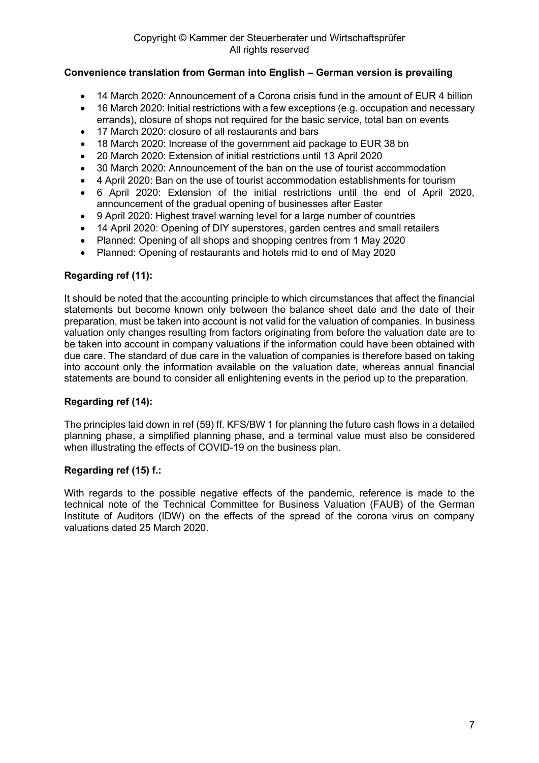**Convenience translation from German into English – German version is prevailing**

- 14 March 2020: Announcement of a Corona crisis fund in the amount of EUR 4 billion
- 16 March 2020: Initial restrictions with a few exceptions (e.g. occupation and necessary errands), closure of shops not required for the basic service, total ban on events
- 17 March 2020: closure of all restaurants and bars
- 18 March 2020: Increase of the government aid package to EUR 38 bn
- 20 March 2020: Extension of initial restrictions until 13 April 2020
- 30 March 2020: Announcement of the ban on the use of tourist accommodation
- 4 April 2020: Ban on the use of tourist accommodation establishments for tourism
- 6 April 2020: Extension of the initial restrictions until the end of April 2020, announcement of the gradual opening of businesses after Easter
- 9 April 2020: Highest travel warning level for a large number of countries
- 14 April 2020: Opening of DIY superstores, garden centres and small retailers
- Planned: Opening of all shops and shopping centres from 1 May 2020
- Planned: Opening of restaurants and hotels mid to end of May 2020

**Regarding ref (11):**

It should be noted that the accounting principle to which circumstances that affect the financial statements but become known only between the balance sheet date and the date of their preparation, must be taken into account is not valid for the valuation of companies. In business valuation only changes resulting from factors originating from before the valuation date are to be taken into account in company valuations if the information could have been obtained with due care. The standard of due care in the valuation of companies is therefore based on taking into account only the information available on the valuation date, whereas annual financial statements are bound to consider all enlightening events in the period up to the preparation.

**Regarding ref (14):**

The principles laid down in ref (59) ff. KFS/BW 1 for planning the future cash flows in a detailed planning phase, a simplified planning phase, and a terminal value must also be considered when illustrating the effects of COVID-19 on the business plan.

**Regarding ref (15) f.:**

With regards to the possible negative effects of the pandemic, reference is made to the technical note of the Technical Committee for Business Valuation (FAUB) of the German Institute of Auditors (IDW) on the effects of the spread of the corona virus on company valuations dated 25 March 2020.